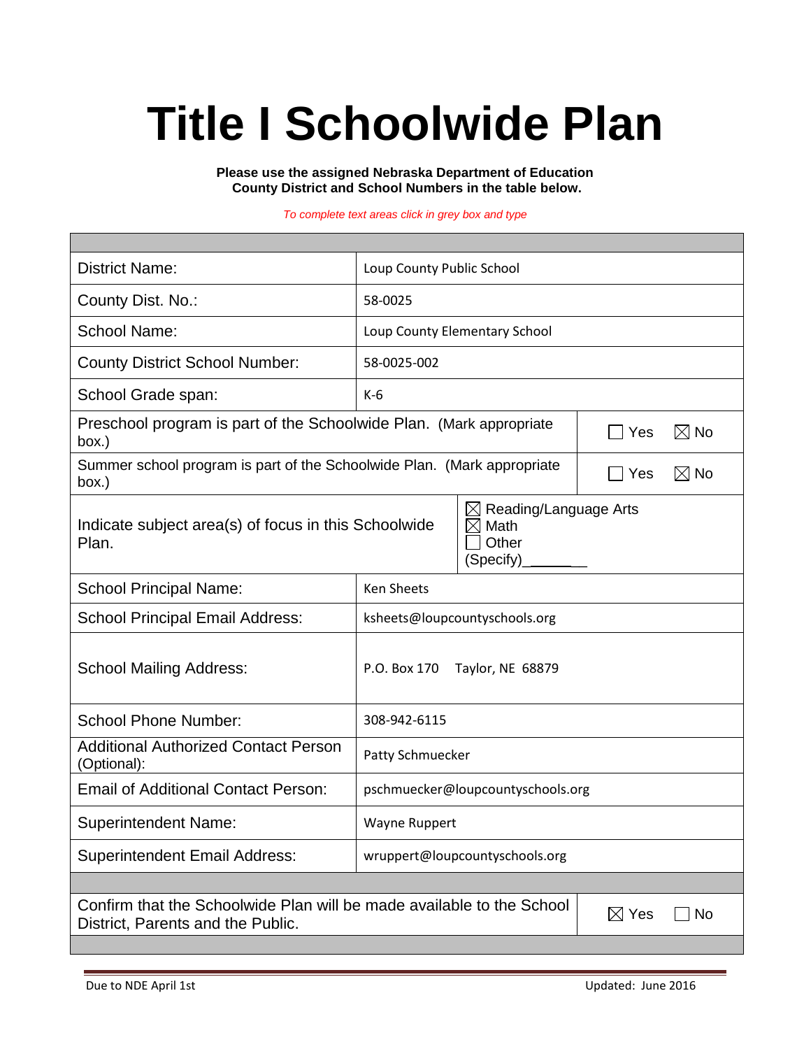# Title I Schoolwide Plan

**Please use the assigned Nebraska Department of Education County District and School Numbers in the table below.**

*To complete text areas click in grey box and type*

| | |
|---|---|
| District Name: | Loup County Public School |
| County Dist. No.: | 58-0025 |
| School Name: | Loup County Elementary School |
| County District School Number: | 58-0025-002 |
| School Grade span: | K-6 |
| Preschool program is part of the Schoolwide Plan. (Mark appropriate box.) | ☐ Yes ☒ No |
| Summer school program is part of the Schoolwide Plan. (Mark appropriate box.) | ☐ Yes ☒ No |
| Indicate subject area(s) of focus in this Schoolwide Plan. | ☒ Reading/Language Arts<br>☒ Math<br>☐ Other (Specify)________ |
| School Principal Name: | Ken Sheets |
| School Principal Email Address: | ksheets@loupcountyschools.org |
| School Mailing Address: | P.O. Box 170 Taylor, NE 68879 |
| School Phone Number: | 308-942-6115 |
| Additional Authorized Contact Person (Optional): | Patty Schmuecker |
| Email of Additional Contact Person: | pschmuecker@loupcountyschools.org |
| Superintendent Name: | Wayne Ruppert |
| Superintendent Email Address: | wruppert@loupcountyschools.org |
| Confirm that the Schoolwide Plan will be made available to the School District, Parents and the Public. | ☒ Yes ☐ No |

Due to NDE April 1st

Updated: June 2016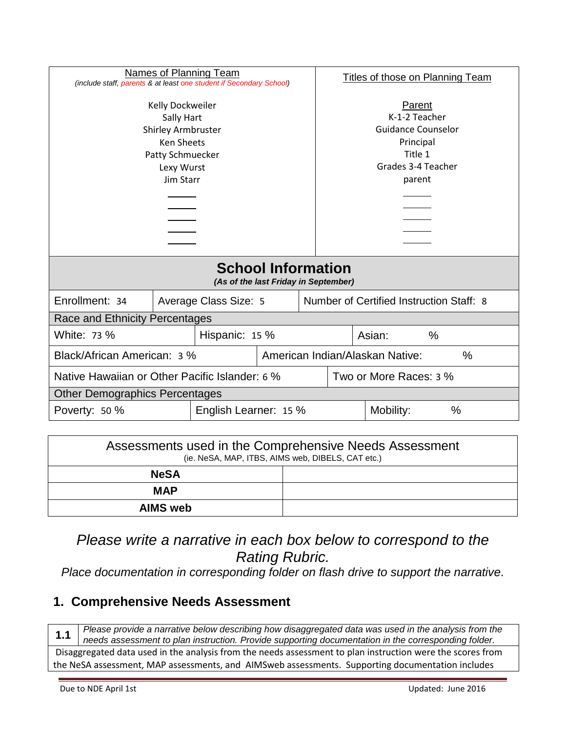| Names of Planning Team<br>*(include staff, parents & at least one student if Secondary School)* | Titles of those on Planning Team |
|---|---|
| Kelly Dockweiler | Parent |
| Sally Hart | K-1-2 Teacher |
| Shirley Armbruster | Guidance Counselor |
| Ken Sheets | Principal |
| Patty Schmuecker | Title 1 |
| Lexy Wurst | Grades 3-4 Teacher |
| Jim Starr | parent |

## School Information

*(As of the last Friday in September)*

| | | |
|---|---|---|
| Enrollment: 34 | Average Class Size: 5 | Number of Certified Instruction Staff: 8 |

**Race and Ethnicity Percentages**

| | | |
|---|---|---|
| White: 73 % | Hispanic: 15 % | Asian: % |
| Black/African American: 3 % | American Indian/Alaskan Native: % | |
| Native Hawaiian or Other Pacific Islander: 6 % | Two or More Races: 3 % | |

**Other Demographics Percentages**

| | | |
|---|---|---|
| Poverty: 50 % | English Learner: 15 % | Mobility: % |

| Assessments used in the Comprehensive Needs Assessment<br>(ie. NeSA, MAP, ITBS, AIMS web, DIBELS, CAT etc.) | |
|---|---|
| **NeSA** | |
| **MAP** | |
| **AIMS web** | |

*Please write a narrative in each box below to correspond to the Rating Rubric.*

*Place documentation in corresponding folder on flash drive to support the narrative.*

## 1. Comprehensive Needs Assessment

| **1.1** | *Please provide a narrative below describing how disaggregated data was used in the analysis from the needs assessment to plan instruction. Provide supporting documentation in the corresponding folder.* |
|---|---|

Disaggregated data used in the analysis from the needs assessment to plan instruction were the scores from the NeSA assessment, MAP assessments, and AIMSweb assessments. Supporting documentation includes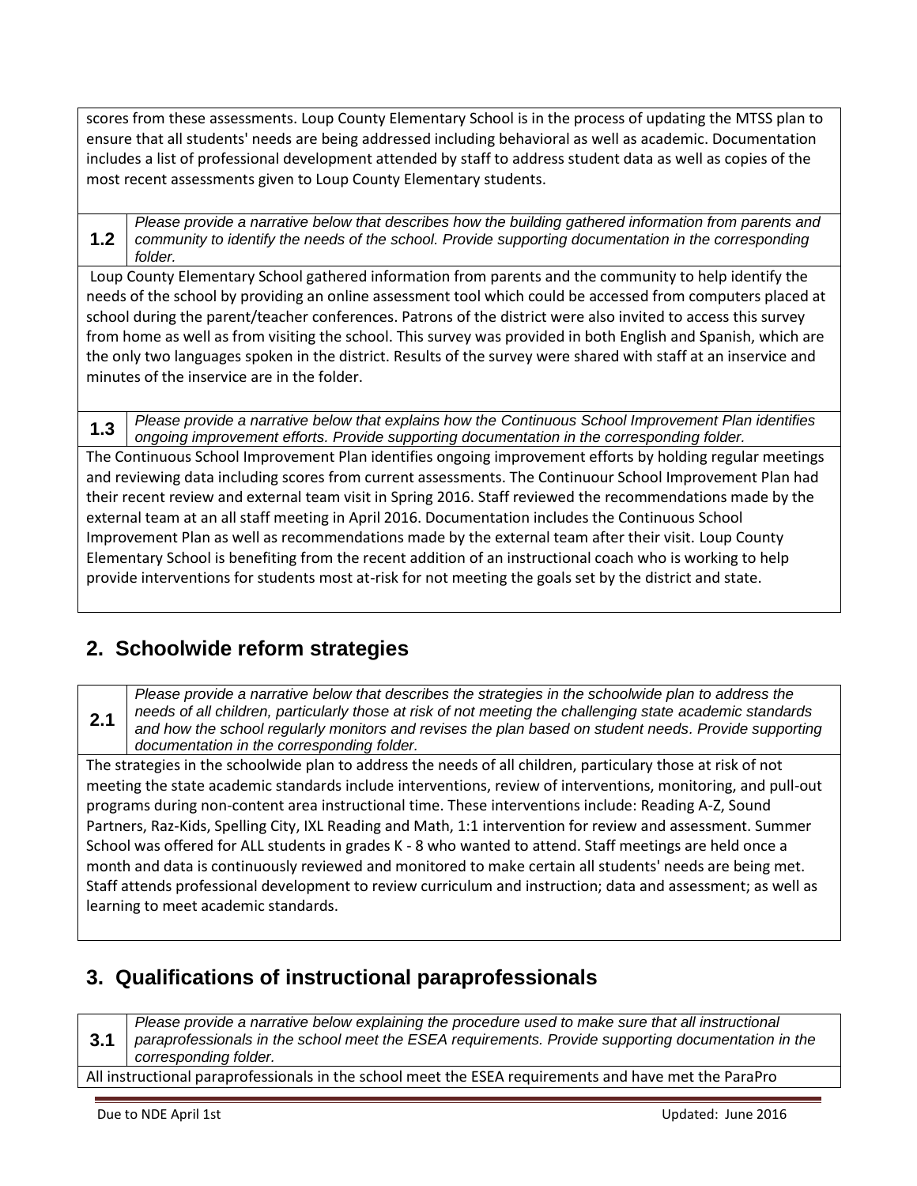scores from these assessments. Loup County Elementary School is in the process of updating the MTSS plan to ensure that all students' needs are being addressed including behavioral as well as academic. Documentation includes a list of professional development attended by staff to address student data as well as copies of the most recent assessments given to Loup County Elementary students.

**1.2** *Please provide a narrative below that describes how the building gathered information from parents and community to identify the needs of the school. Provide supporting documentation in the corresponding folder.*

Loup County Elementary School gathered information from parents and the community to help identify the needs of the school by providing an online assessment tool which could be accessed from computers placed at school during the parent/teacher conferences. Patrons of the district were also invited to access this survey from home as well as from visiting the school. This survey was provided in both English and Spanish, which are the only two languages spoken in the district. Results of the survey were shared with staff at an inservice and minutes of the inservice are in the folder.

**1.3** *Please provide a narrative below that explains how the Continuous School Improvement Plan identifies ongoing improvement efforts. Provide supporting documentation in the corresponding folder.*

The Continuous School Improvement Plan identifies ongoing improvement efforts by holding regular meetings and reviewing data including scores from current assessments. The Continuour School Improvement Plan had their recent review and external team visit in Spring 2016. Staff reviewed the recommendations made by the external team at an all staff meeting in April 2016. Documentation includes the Continuous School Improvement Plan as well as recommendations made by the external team after their visit. Loup County Elementary School is benefiting from the recent addition of an instructional coach who is working to help provide interventions for students most at-risk for not meeting the goals set by the district and state.

## 2. Schoolwide reform strategies

**2.1** *Please provide a narrative below that describes the strategies in the schoolwide plan to address the needs of all children, particularly those at risk of not meeting the challenging state academic standards and how the school regularly monitors and revises the plan based on student needs. Provide supporting documentation in the corresponding folder.*

The strategies in the schoolwide plan to address the needs of all children, particulary those at risk of not meeting the state academic standards include interventions, review of interventions, monitoring, and pull-out programs during non-content area instructional time. These interventions include: Reading A-Z, Sound Partners, Raz-Kids, Spelling City, IXL Reading and Math, 1:1 intervention for review and assessment. Summer School was offered for ALL students in grades K - 8 who wanted to attend. Staff meetings are held once a month and data is continuously reviewed and monitored to make certain all students' needs are being met. Staff attends professional development to review curriculum and instruction; data and assessment; as well as learning to meet academic standards.

## 3. Qualifications of instructional paraprofessionals

**3.1** *Please provide a narrative below explaining the procedure used to make sure that all instructional paraprofessionals in the school meet the ESEA requirements. Provide supporting documentation in the corresponding folder.*

All instructional paraprofessionals in the school meet the ESEA requirements and have met the ParaPro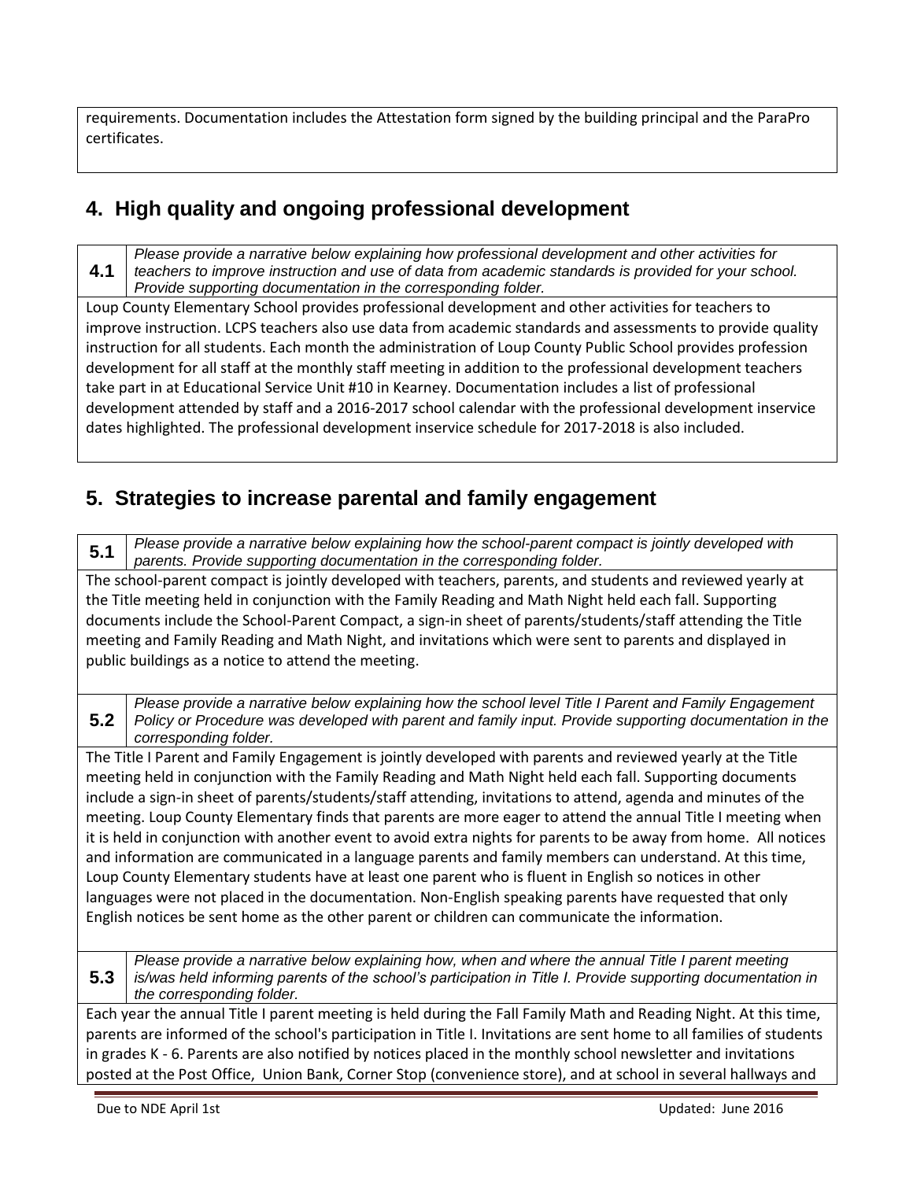requirements. Documentation includes the Attestation form signed by the building principal and the ParaPro certificates.

## 4. High quality and ongoing professional development

**4.1** *Please provide a narrative below explaining how professional development and other activities for teachers to improve instruction and use of data from academic standards is provided for your school. Provide supporting documentation in the corresponding folder.*

Loup County Elementary School provides professional development and other activities for teachers to improve instruction. LCPS teachers also use data from academic standards and assessments to provide quality instruction for all students. Each month the administration of Loup County Public School provides profession development for all staff at the monthly staff meeting in addition to the professional development teachers take part in at Educational Service Unit #10 in Kearney. Documentation includes a list of professional development attended by staff and a 2016-2017 school calendar with the professional development inservice dates highlighted. The professional development inservice schedule for 2017-2018 is also included.

## 5. Strategies to increase parental and family engagement

**5.1** *Please provide a narrative below explaining how the school-parent compact is jointly developed with parents. Provide supporting documentation in the corresponding folder.*

The school-parent compact is jointly developed with teachers, parents, and students and reviewed yearly at the Title meeting held in conjunction with the Family Reading and Math Night held each fall. Supporting documents include the School-Parent Compact, a sign-in sheet of parents/students/staff attending the Title meeting and Family Reading and Math Night, and invitations which were sent to parents and displayed in public buildings as a notice to attend the meeting.

**5.2** *Please provide a narrative below explaining how the school level Title I Parent and Family Engagement Policy or Procedure was developed with parent and family input. Provide supporting documentation in the corresponding folder.*

The Title I Parent and Family Engagement is jointly developed with parents and reviewed yearly at the Title meeting held in conjunction with the Family Reading and Math Night held each fall. Supporting documents include a sign-in sheet of parents/students/staff attending, invitations to attend, agenda and minutes of the meeting. Loup County Elementary finds that parents are more eager to attend the annual Title I meeting when it is held in conjunction with another event to avoid extra nights for parents to be away from home. All notices and information are communicated in a language parents and family members can understand. At this time, Loup County Elementary students have at least one parent who is fluent in English so notices in other languages were not placed in the documentation. Non-English speaking parents have requested that only English notices be sent home as the other parent or children can communicate the information.

**5.3** *Please provide a narrative below explaining how, when and where the annual Title I parent meeting is/was held informing parents of the school's participation in Title I. Provide supporting documentation in the corresponding folder.*

Each year the annual Title I parent meeting is held during the Fall Family Math and Reading Night. At this time, parents are informed of the school's participation in Title I. Invitations are sent home to all families of students in grades K - 6. Parents are also notified by notices placed in the monthly school newsletter and invitations posted at the Post Office, Union Bank, Corner Stop (convenience store), and at school in several hallways and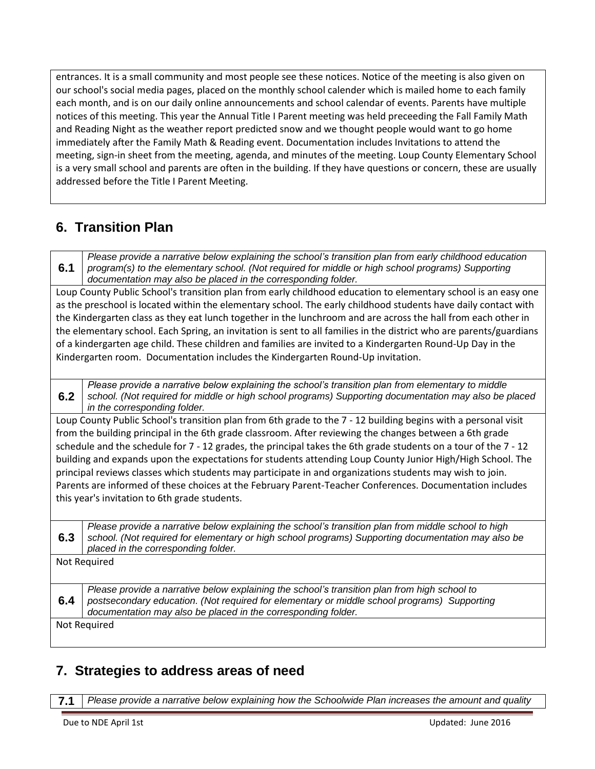entrances. It is a small community and most people see these notices. Notice of the meeting is also given on our school's social media pages, placed on the monthly school calender which is mailed home to each family each month, and is on our daily online announcements and school calendar of events. Parents have multiple notices of this meeting. This year the Annual Title I Parent meeting was held preceeding the Fall Family Math and Reading Night as the weather report predicted snow and we thought people would want to go home immediately after the Family Math & Reading event. Documentation includes Invitations to attend the meeting, sign-in sheet from the meeting, agenda, and minutes of the meeting. Loup County Elementary School is a very small school and parents are often in the building. If they have questions or concern, these are usually addressed before the Title I Parent Meeting.

## 6. Transition Plan

**6.1** *Please provide a narrative below explaining the school's transition plan from early childhood education program(s) to the elementary school. (Not required for middle or high school programs) Supporting documentation may also be placed in the corresponding folder.*

Loup County Public School's transition plan from early childhood education to elementary school is an easy one as the preschool is located within the elementary school. The early childhood students have daily contact with the Kindergarten class as they eat lunch together in the lunchroom and are across the hall from each other in the elementary school. Each Spring, an invitation is sent to all families in the district who are parents/guardians of a kindergarten age child. These children and families are invited to a Kindergarten Round-Up Day in the Kindergarten room. Documentation includes the Kindergarten Round-Up invitation.

**6.2** *Please provide a narrative below explaining the school's transition plan from elementary to middle school. (Not required for middle or high school programs) Supporting documentation may also be placed in the corresponding folder.*

Loup County Public School's transition plan from 6th grade to the 7 - 12 building begins with a personal visit from the building principal in the 6th grade classroom. After reviewing the changes between a 6th grade schedule and the schedule for 7 - 12 grades, the principal takes the 6th grade students on a tour of the 7 - 12 building and expands upon the expectations for students attending Loup County Junior High/High School. The principal reviews classes which students may participate in and organizations students may wish to join. Parents are informed of these choices at the February Parent-Teacher Conferences. Documentation includes this year's invitation to 6th grade students.

**6.3** *Please provide a narrative below explaining the school's transition plan from middle school to high school. (Not required for elementary or high school programs) Supporting documentation may also be placed in the corresponding folder.*

Not Required

**6.4** *Please provide a narrative below explaining the school's transition plan from high school to postsecondary education. (Not required for elementary or middle school programs) Supporting documentation may also be placed in the corresponding folder.*

Not Required

## 7. Strategies to address areas of need

**7.1** *Please provide a narrative below explaining how the Schoolwide Plan increases the amount and quality*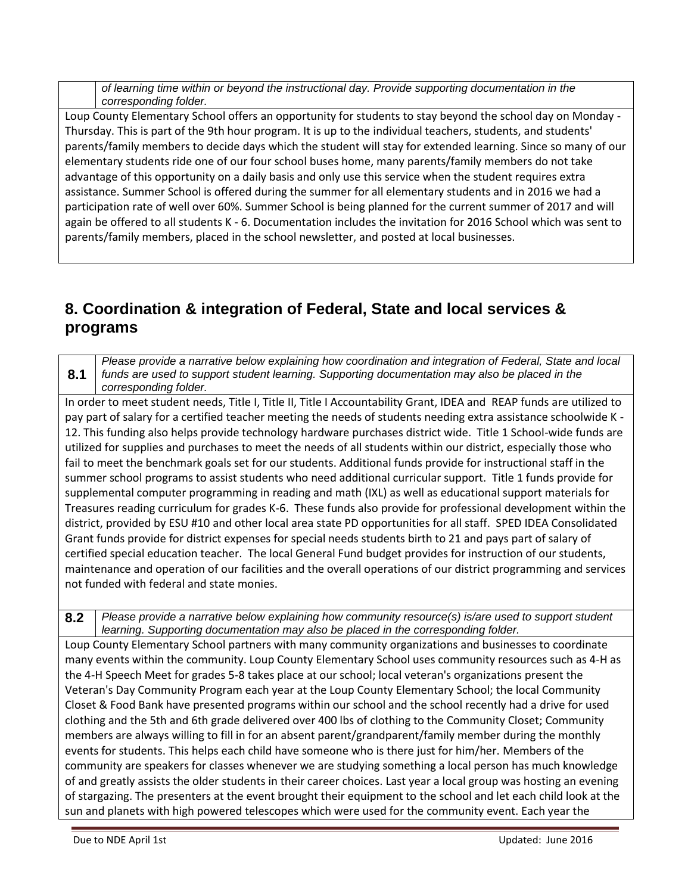*of learning time within or beyond the instructional day. Provide supporting documentation in the corresponding folder.*

Loup County Elementary School offers an opportunity for students to stay beyond the school day on Monday - Thursday. This is part of the 9th hour program. It is up to the individual teachers, students, and students' parents/family members to decide days which the student will stay for extended learning. Since so many of our elementary students ride one of our four school buses home, many parents/family members do not take advantage of this opportunity on a daily basis and only use this service when the student requires extra assistance. Summer School is offered during the summer for all elementary students and in 2016 we had a participation rate of well over 60%. Summer School is being planned for the current summer of 2017 and will again be offered to all students K - 6. Documentation includes the invitation for 2016 School which was sent to parents/family members, placed in the school newsletter, and posted at local businesses.

## 8. Coordination & integration of Federal, State and local services & programs

**8.1** *Please provide a narrative below explaining how coordination and integration of Federal, State and local funds are used to support student learning. Supporting documentation may also be placed in the corresponding folder.*

In order to meet student needs, Title I, Title II, Title I Accountability Grant, IDEA and REAP funds are utilized to pay part of salary for a certified teacher meeting the needs of students needing extra assistance schoolwide K - 12. This funding also helps provide technology hardware purchases district wide. Title 1 School-wide funds are utilized for supplies and purchases to meet the needs of all students within our district, especially those who fail to meet the benchmark goals set for our students. Additional funds provide for instructional staff in the summer school programs to assist students who need additional curricular support. Title 1 funds provide for supplemental computer programming in reading and math (IXL) as well as educational support materials for Treasures reading curriculum for grades K-6. These funds also provide for professional development within the district, provided by ESU #10 and other local area state PD opportunities for all staff. SPED IDEA Consolidated Grant funds provide for district expenses for special needs students birth to 21 and pays part of salary of certified special education teacher. The local General Fund budget provides for instruction of our students, maintenance and operation of our facilities and the overall operations of our district programming and services not funded with federal and state monies.

**8.2** *Please provide a narrative below explaining how community resource(s) is/are used to support student learning. Supporting documentation may also be placed in the corresponding folder.*

Loup County Elementary School partners with many community organizations and businesses to coordinate many events within the community. Loup County Elementary School uses community resources such as 4-H as the 4-H Speech Meet for grades 5-8 takes place at our school; local veteran's organizations present the Veteran's Day Community Program each year at the Loup County Elementary School; the local Community Closet & Food Bank have presented programs within our school and the school recently had a drive for used clothing and the 5th and 6th grade delivered over 400 lbs of clothing to the Community Closet; Community members are always willing to fill in for an absent parent/grandparent/family member during the monthly events for students. This helps each child have someone who is there just for him/her. Members of the community are speakers for classes whenever we are studying something a local person has much knowledge of and greatly assists the older students in their career choices. Last year a local group was hosting an evening of stargazing. The presenters at the event brought their equipment to the school and let each child look at the sun and planets with high powered telescopes which were used for the community event. Each year the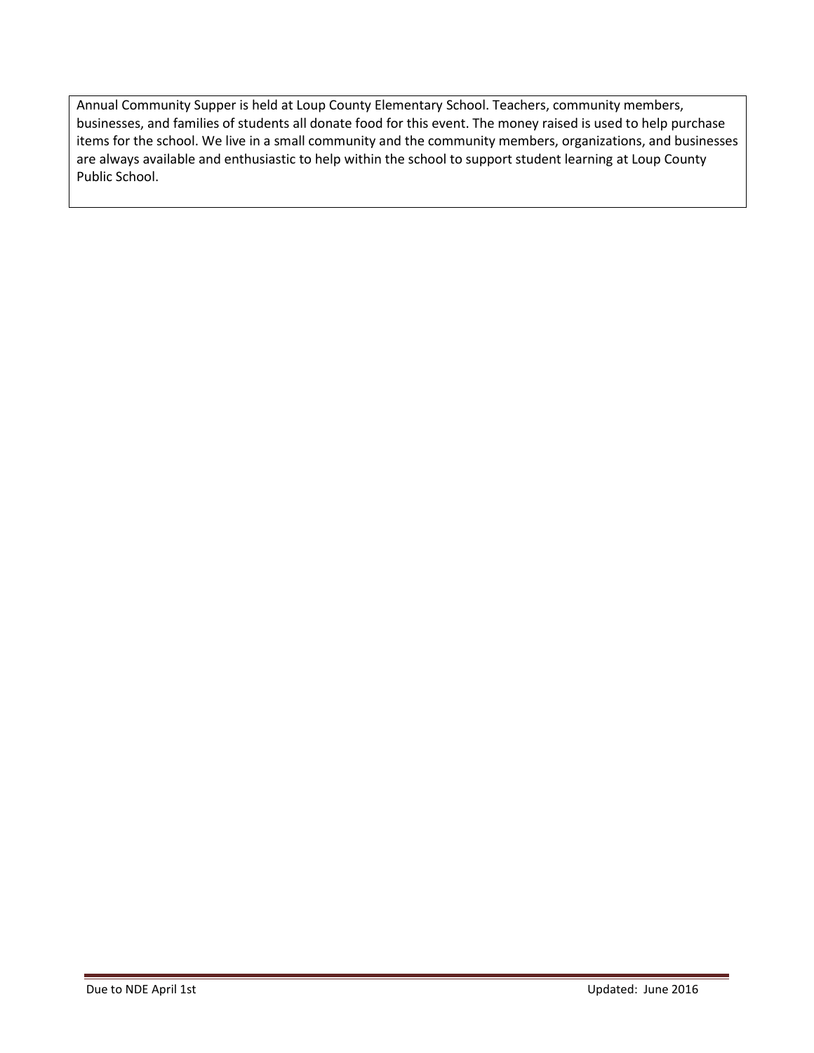Annual Community Supper is held at Loup County Elementary School. Teachers, community members, businesses, and families of students all donate food for this event. The money raised is used to help purchase items for the school. We live in a small community and the community members, organizations, and businesses are always available and enthusiastic to help within the school to support student learning at Loup County Public School.